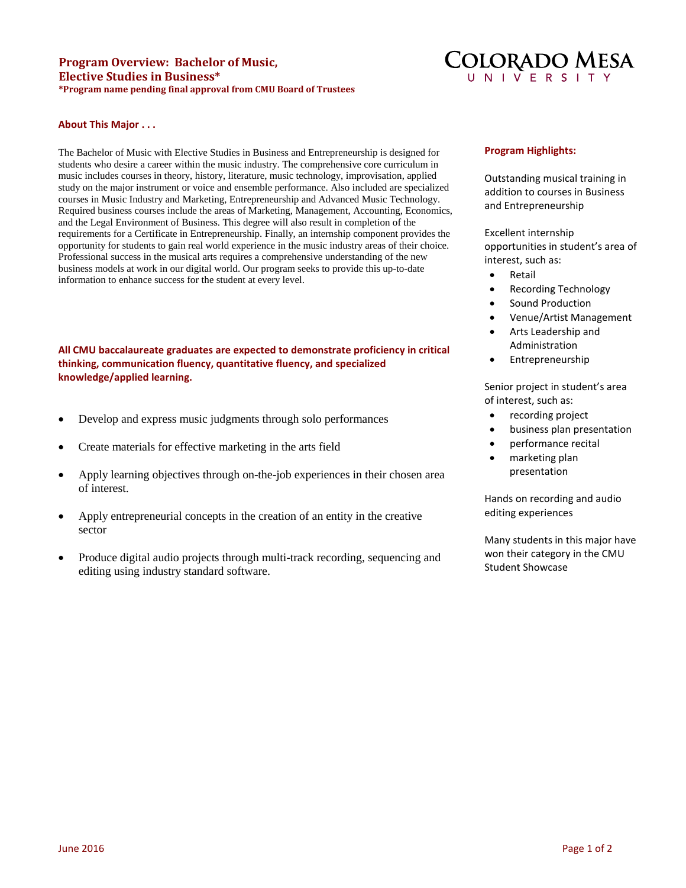# Program Overview: Bachelor of Music, Elective Studies in Business*

**\*Program name pending final approval from CMU Board of Trustees**

COLORADO MESA UNIVERSITY

## About This Major . . .

The Bachelor of Music with Elective Studies in Business and Entrepreneurship is designed for students who desire a career within the music industry. The comprehensive core curriculum in music includes courses in theory, history, literature, music technology, improvisation, applied study on the major instrument or voice and ensemble performance. Also included are specialized courses in Music Industry and Marketing, Entrepreneurship and Advanced Music Technology. Required business courses include the areas of Marketing, Management, Accounting, Economics, and the Legal Environment of Business. This degree will also result in completion of the requirements for a Certificate in Entrepreneurship. Finally, an internship component provides the opportunity for students to gain real world experience in the music industry areas of their choice. Professional success in the musical arts requires a comprehensive understanding of the new business models at work in our digital world. Our program seeks to provide this up-to-date information to enhance success for the student at every level.

**All CMU baccalaureate graduates are expected to demonstrate proficiency in critical thinking, communication fluency, quantitative fluency, and specialized knowledge/applied learning.**

- Develop and express music judgments through solo performances
- Create materials for effective marketing in the arts field
- Apply learning objectives through on-the-job experiences in their chosen area of interest.
- Apply entrepreneurial concepts in the creation of an entity in the creative sector
- Produce digital audio projects through multi-track recording, sequencing and editing using industry standard software.

## Program Highlights:

Outstanding musical training in addition to courses in Business and Entrepreneurship

Excellent internship opportunities in student's area of interest, such as:

- Retail
- Recording Technology
- Sound Production
- Venue/Artist Management
- Arts Leadership and Administration
- Entrepreneurship

Senior project in student's area of interest, such as:

- recording project
- business plan presentation
- performance recital
- marketing plan presentation

Hands on recording and audio editing experiences

Many students in this major have won their category in the CMU Student Showcase

June 2016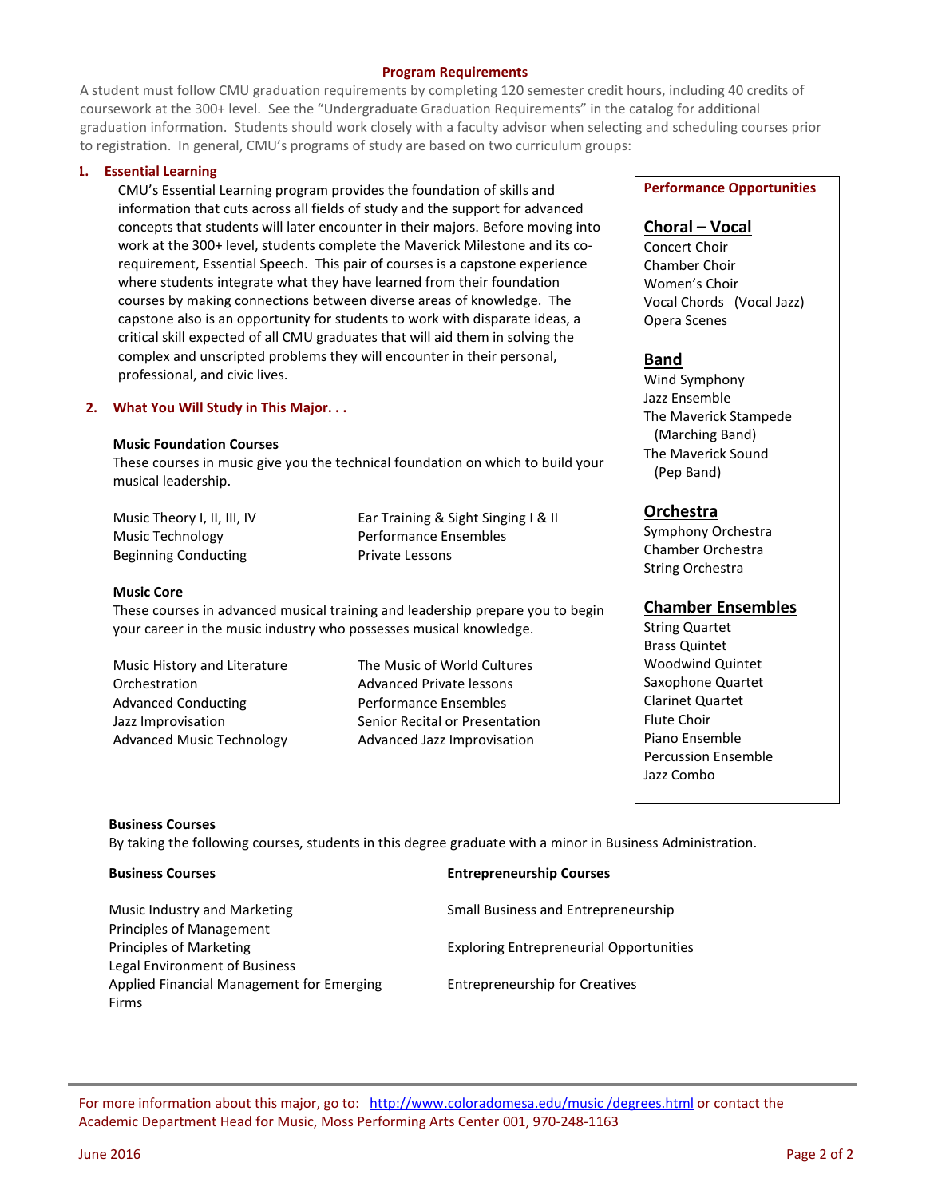## Program Requirements

A student must follow CMU graduation requirements by completing 120 semester credit hours, including 40 credits of coursework at the 300+ level. See the "Undergraduate Graduation Requirements" in the catalog for additional graduation information. Students should work closely with a faculty advisor when selecting and scheduling courses prior to registration. In general, CMU's programs of study are based on two curriculum groups:

### 1. Essential Learning

CMU's Essential Learning program provides the foundation of skills and information that cuts across all fields of study and the support for advanced concepts that students will later encounter in their majors. Before moving into work at the 300+ level, students complete the Maverick Milestone and its co-requirement, Essential Speech. This pair of courses is a capstone experience where students integrate what they have learned from their foundation courses by making connections between diverse areas of knowledge. The capstone also is an opportunity for students to work with disparate ideas, a critical skill expected of all CMU graduates that will aid them in solving the complex and unscripted problems they will encounter in their personal, professional, and civic lives.

### 2. What You Will Study in This Major. . .

**Music Foundation Courses**

These courses in music give you the technical foundation on which to build your musical leadership.

- Music Theory I, II, III, IV
- Music Technology
- Beginning Conducting
- Ear Training & Sight Singing I & II
- Performance Ensembles
- Private Lessons

**Music Core**

These courses in advanced musical training and leadership prepare you to begin your career in the music industry who possesses musical knowledge.

- Music History and Literature
- Orchestration
- Advanced Conducting
- Jazz Improvisation
- Advanced Music Technology
- The Music of World Cultures
- Advanced Private lessons
- Performance Ensembles
- Senior Recital or Presentation
- Advanced Jazz Improvisation

**Business Courses**

By taking the following courses, students in this degree graduate with a minor in Business Administration.

**Business Courses**

- Music Industry and Marketing
- Principles of Management
- Principles of Marketing
- Legal Environment of Business
- Applied Financial Management for Emerging Firms

**Entrepreneurship Courses**

- Small Business and Entrepreneurship
- Exploring Entrepreneurial Opportunities
- Entrepreneurship for Creatives

### Performance Opportunities

**Choral – Vocal**

- Concert Choir
- Chamber Choir
- Women's Choir
- Vocal Chords (Vocal Jazz)
- Opera Scenes

**Band**

- Wind Symphony
- Jazz Ensemble
- The Maverick Stampede (Marching Band)
- The Maverick Sound (Pep Band)

**Orchestra**

- Symphony Orchestra
- Chamber Orchestra
- String Orchestra

**Chamber Ensembles**

- String Quartet
- Brass Quintet
- Woodwind Quintet
- Saxophone Quartet
- Clarinet Quartet
- Flute Choir
- Piano Ensemble
- Percussion Ensemble
- Jazz Combo

For more information about this major, go to: http://www.coloradomesa.edu/music /degrees.html or contact the Academic Department Head for Music, Moss Performing Arts Center 001, 970-248-1163

June 2016